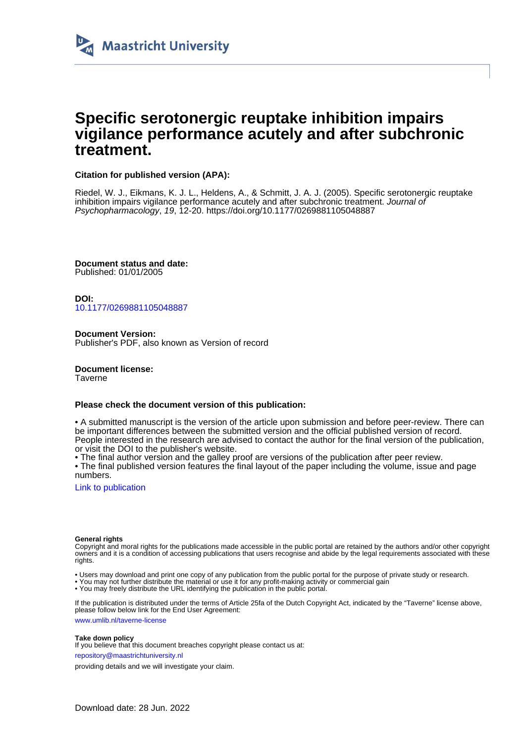Maastricht University

# Specific serotonergic reuptake inhibition impairs vigilance performance acutely and after subchronic treatment.

**Citation for published version (APA):**

Riedel, W. J., Eikmans, K. J. L., Heldens, A., & Schmitt, J. A. J. (2005). Specific serotonergic reuptake inhibition impairs vigilance performance acutely and after subchronic treatment. *Journal of Psychopharmacology*, *19*, 12-20. https://doi.org/10.1177/0269881105048887

**Document status and date:**
Published: 01/01/2005

**DOI:**
10.1177/0269881105048887

**Document Version:**
Publisher's PDF, also known as Version of record

**Document license:**
Taverne

**Please check the document version of this publication:**

• A submitted manuscript is the version of the article upon submission and before peer-review. There can be important differences between the submitted version and the official published version of record. People interested in the research are advised to contact the author for the final version of the publication, or visit the DOI to the publisher's website.
• The final author version and the galley proof are versions of the publication after peer review.
• The final published version features the final layout of the paper including the volume, issue and page numbers.

Link to publication

**General rights**
Copyright and moral rights for the publications made accessible in the public portal are retained by the authors and/or other copyright owners and it is a condition of accessing publications that users recognise and abide by the legal requirements associated with these rights.

• Users may download and print one copy of any publication from the public portal for the purpose of private study or research.
• You may not further distribute the material or use it for any profit-making activity or commercial gain
• You may freely distribute the URL identifying the publication in the public portal.

If the publication is distributed under the terms of Article 25fa of the Dutch Copyright Act, indicated by the "Taverne" license above, please follow below link for the End User Agreement:

www.umlib.nl/taverne-license

**Take down policy**
If you believe that this document breaches copyright please contact us at:

repository@maastrichtuniversity.nl

providing details and we will investigate your claim.

Download date: 28 Jun. 2022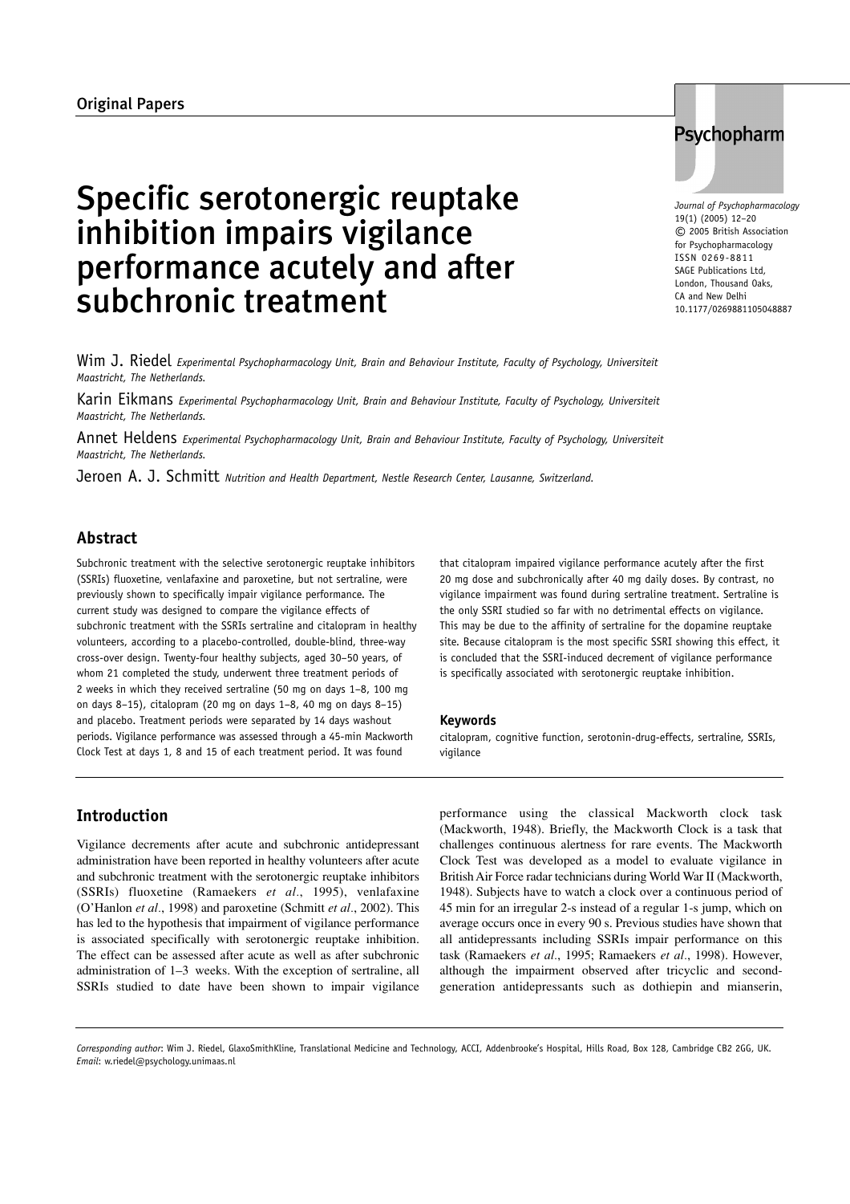Original Papers

# Specific serotonergic reuptake inhibition impairs vigilance performance acutely and after subchronic treatment

Journal of Psychopharmacology
19(1) (2005) 12–20
© 2005 British Association for Psychopharmacology
ISSN 0269-8811
SAGE Publications Ltd, London, Thousand Oaks, CA and New Delhi
10.1177/0269881105048887

Wim J. Riedel *Experimental Psychopharmacology Unit, Brain and Behaviour Institute, Faculty of Psychology, Universiteit Maastricht, The Netherlands.*

Karin Eikmans *Experimental Psychopharmacology Unit, Brain and Behaviour Institute, Faculty of Psychology, Universiteit Maastricht, The Netherlands.*

Annet Heldens *Experimental Psychopharmacology Unit, Brain and Behaviour Institute, Faculty of Psychology, Universiteit Maastricht, The Netherlands.*

Jeroen A. J. Schmitt *Nutrition and Health Department, Nestle Research Center, Lausanne, Switzerland.*

## Abstract

Subchronic treatment with the selective serotonergic reuptake inhibitors (SSRIs) fluoxetine, venlafaxine and paroxetine, but not sertraline, were previously shown to specifically impair vigilance performance. The current study was designed to compare the vigilance effects of subchronic treatment with the SSRIs sertraline and citalopram in healthy volunteers, according to a placebo-controlled, double-blind, three-way cross-over design. Twenty-four healthy subjects, aged 30–50 years, of whom 21 completed the study, underwent three treatment periods of 2 weeks in which they received sertraline (50 mg on days 1–8, 100 mg on days 8–15), citalopram (20 mg on days 1–8, 40 mg on days 8–15) and placebo. Treatment periods were separated by 14 days washout periods. Vigilance performance was assessed through a 45-min Mackworth Clock Test at days 1, 8 and 15 of each treatment period. It was found that citalopram impaired vigilance performance acutely after the first 20 mg dose and subchronically after 40 mg daily doses. By contrast, no vigilance impairment was found during sertraline treatment. Sertraline is the only SSRI studied so far with no detrimental effects on vigilance. This may be due to the affinity of sertraline for the dopamine reuptake site. Because citalopram is the most specific SSRI showing this effect, it is concluded that the SSRI-induced decrement of vigilance performance is specifically associated with serotonergic reuptake inhibition.

### Keywords

citalopram, cognitive function, serotonin-drug-effects, sertraline, SSRIs, vigilance

## Introduction

Vigilance decrements after acute and subchronic antidepressant administration have been reported in healthy volunteers after acute and subchronic treatment with the serotonergic reuptake inhibitors (SSRIs) fluoxetine (Ramaekers *et al*., 1995), venlafaxine (O'Hanlon *et al*., 1998) and paroxetine (Schmitt *et al*., 2002). This has led to the hypothesis that impairment of vigilance performance is associated specifically with serotonergic reuptake inhibition. The effect can be assessed after acute as well as after subchronic administration of 1–3 weeks. With the exception of sertraline, all SSRIs studied to date have been shown to impair vigilance performance using the classical Mackworth clock task (Mackworth, 1948). Briefly, the Mackworth Clock is a task that challenges continuous alertness for rare events. The Mackworth Clock Test was developed as a model to evaluate vigilance in British Air Force radar technicians during World War II (Mackworth, 1948). Subjects have to watch a clock over a continuous period of 45 min for an irregular 2-s instead of a regular 1-s jump, which on average occurs once in every 90 s. Previous studies have shown that all antidepressants including SSRIs impair performance on this task (Ramaekers *et al*., 1995; Ramaekers *et al*., 1998). However, although the impairment observed after tricyclic and second-generation antidepressants such as dothiepin and mianserin,

*Corresponding author*: Wim J. Riedel, GlaxoSmithKline, Translational Medicine and Technology, ACCI, Addenbrooke's Hospital, Hills Road, Box 128, Cambridge CB2 2GG, UK. *Email*: w.riedel@psychology.unimaas.nl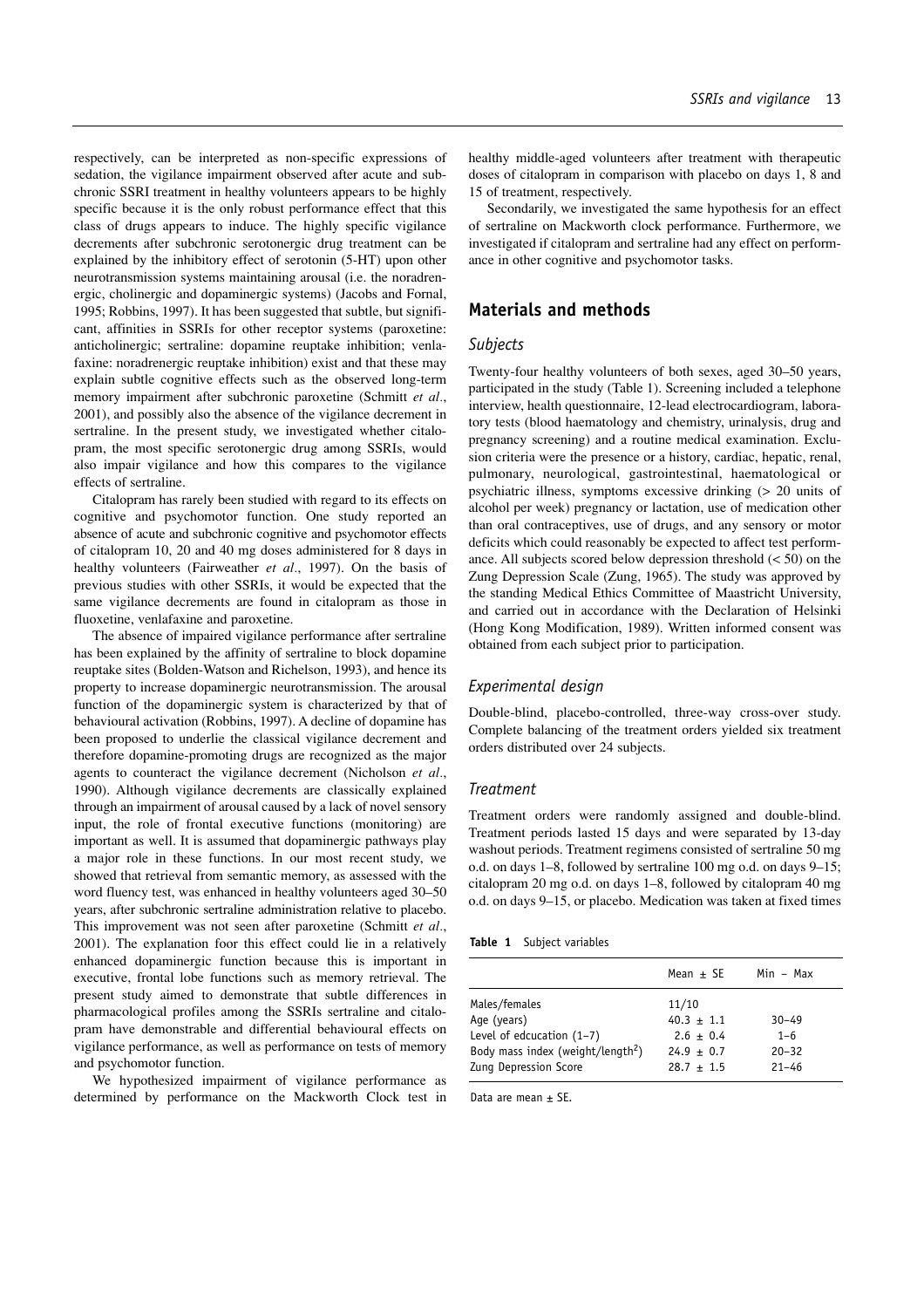respectively, can be interpreted as non-specific expressions of sedation, the vigilance impairment observed after acute and subchronic SSRI treatment in healthy volunteers appears to be highly specific because it is the only robust performance effect that this class of drugs appears to induce. The highly specific vigilance decrements after subchronic serotonergic drug treatment can be explained by the inhibitory effect of serotonin (5-HT) upon other neurotransmission systems maintaining arousal (i.e. the noradrenergic, cholinergic and dopaminergic systems) (Jacobs and Fornal, 1995; Robbins, 1997). It has been suggested that subtle, but significant, affinities in SSRIs for other receptor systems (paroxetine: anticholinergic; sertraline: dopamine reuptake inhibition; venlafaxine: noradrenergic reuptake inhibition) exist and that these may explain subtle cognitive effects such as the observed long-term memory impairment after subchronic paroxetine (Schmitt *et al*., 2001), and possibly also the absence of the vigilance decrement in sertraline. In the present study, we investigated whether citalopram, the most specific serotonergic drug among SSRIs, would also impair vigilance and how this compares to the vigilance effects of sertraline.

Citalopram has rarely been studied with regard to its effects on cognitive and psychomotor function. One study reported an absence of acute and subchronic cognitive and psychomotor effects of citalopram 10, 20 and 40 mg doses administered for 8 days in healthy volunteers (Fairweather *et al*., 1997). On the basis of previous studies with other SSRIs, it would be expected that the same vigilance decrements are found in citalopram as those in fluoxetine, venlafaxine and paroxetine.

The absence of impaired vigilance performance after sertraline has been explained by the affinity of sertraline to block dopamine reuptake sites (Bolden-Watson and Richelson, 1993), and hence its property to increase dopaminergic neurotransmission. The arousal function of the dopaminergic system is characterized by that of behavioural activation (Robbins, 1997). A decline of dopamine has been proposed to underlie the classical vigilance decrement and therefore dopamine-promoting drugs are recognized as the major agents to counteract the vigilance decrement (Nicholson *et al*., 1990). Although vigilance decrements are classically explained through an impairment of arousal caused by a lack of novel sensory input, the role of frontal executive functions (monitoring) are important as well. It is assumed that dopaminergic pathways play a major role in these functions. In our most recent study, we showed that retrieval from semantic memory, as assessed with the word fluency test, was enhanced in healthy volunteers aged 30–50 years, after subchronic sertraline administration relative to placebo. This improvement was not seen after paroxetine (Schmitt *et al*., 2001). The explanation foor this effect could lie in a relatively enhanced dopaminergic function because this is important in executive, frontal lobe functions such as memory retrieval. The present study aimed to demonstrate that subtle differences in pharmacological profiles among the SSRIs sertraline and citalopram have demonstrable and differential behavioural effects on vigilance performance, as well as performance on tests of memory and psychomotor function.

We hypothesized impairment of vigilance performance as determined by performance on the Mackworth Clock test in healthy middle-aged volunteers after treatment with therapeutic doses of citalopram in comparison with placebo on days 1, 8 and 15 of treatment, respectively.

Secondarily, we investigated the same hypothesis for an effect of sertraline on Mackworth clock performance. Furthermore, we investigated if citalopram and sertraline had any effect on performance in other cognitive and psychomotor tasks.

## Materials and methods

### Subjects

Twenty-four healthy volunteers of both sexes, aged 30–50 years, participated in the study (Table 1). Screening included a telephone interview, health questionnaire, 12-lead electrocardiogram, laboratory tests (blood haematology and chemistry, urinalysis, drug and pregnancy screening) and a routine medical examination. Exclusion criteria were the presence or a history, cardiac, hepatic, renal, pulmonary, neurological, gastrointestinal, haematological or psychiatric illness, symptoms excessive drinking (> 20 units of alcohol per week) pregnancy or lactation, use of medication other than oral contraceptives, use of drugs, and any sensory or motor deficits which could reasonably be expected to affect test performance. All subjects scored below depression threshold (< 50) on the Zung Depression Scale (Zung, 1965). The study was approved by the standing Medical Ethics Committee of Maastricht University, and carried out in accordance with the Declaration of Helsinki (Hong Kong Modification, 1989). Written informed consent was obtained from each subject prior to participation.

### Experimental design

Double-blind, placebo-controlled, three-way cross-over study. Complete balancing of the treatment orders yielded six treatment orders distributed over 24 subjects.

### Treatment

Treatment orders were randomly assigned and double-blind. Treatment periods lasted 15 days and were separated by 13-day washout periods. Treatment regimens consisted of sertraline 50 mg o.d. on days 1–8, followed by sertraline 100 mg o.d. on days 9–15; citalopram 20 mg o.d. on days 1–8, followed by citalopram 40 mg o.d. on days 9–15, or placebo. Medication was taken at fixed times

**Table 1** Subject variables

| | Mean ± SE | Min – Max |
|---|---|---|
| Males/females | 11/10 | |
| Age (years) | 40.3 ± 1.1 | 30–49 |
| Level of edcucation (1–7) | 2.6 ± 0.4 | 1–6 |
| Body mass index (weight/length$^2$) | 24.9 ± 0.7 | 20–32 |
| Zung Depression Score | 28.7 ± 1.5 | 21–46 |

Data are mean ± SE.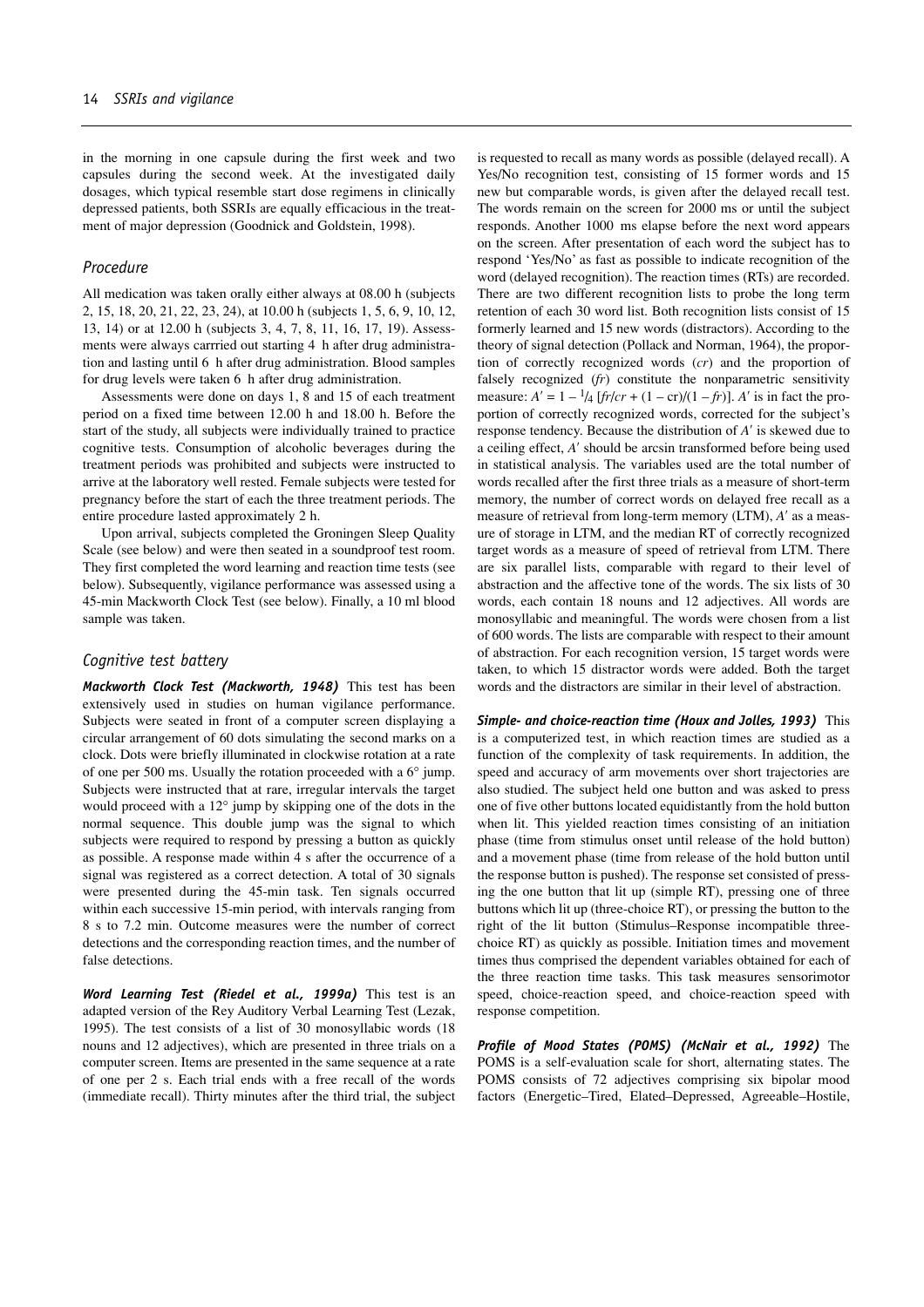in the morning in one capsule during the first week and two capsules during the second week. At the investigated daily dosages, which typical resemble start dose regimens in clinically depressed patients, both SSRIs are equally efficacious in the treatment of major depression (Goodnick and Goldstein, 1998).

## Procedure

All medication was taken orally either always at 08.00 h (subjects 2, 15, 18, 20, 21, 22, 23, 24), at 10.00 h (subjects 1, 5, 6, 9, 10, 12, 13, 14) or at 12.00 h (subjects 3, 4, 7, 8, 11, 16, 17, 19). Assessments were always carrried out starting 4 h after drug administration and lasting until 6 h after drug administration. Blood samples for drug levels were taken 6 h after drug administration.

Assessments were done on days 1, 8 and 15 of each treatment period on a fixed time between 12.00 h and 18.00 h. Before the start of the study, all subjects were individually trained to practice cognitive tests. Consumption of alcoholic beverages during the treatment periods was prohibited and subjects were instructed to arrive at the laboratory well rested. Female subjects were tested for pregnancy before the start of each the three treatment periods. The entire procedure lasted approximately 2 h.

Upon arrival, subjects completed the Groningen Sleep Quality Scale (see below) and were then seated in a soundproof test room. They first completed the word learning and reaction time tests (see below). Subsequently, vigilance performance was assessed using a 45-min Mackworth Clock Test (see below). Finally, a 10 ml blood sample was taken.

## Cognitive test battery

***Mackworth Clock Test (Mackworth, 1948)*** This test has been extensively used in studies on human vigilance performance. Subjects were seated in front of a computer screen displaying a circular arrangement of 60 dots simulating the second marks on a clock. Dots were briefly illuminated in clockwise rotation at a rate of one per 500 ms. Usually the rotation proceeded with a 6° jump. Subjects were instructed that at rare, irregular intervals the target would proceed with a 12° jump by skipping one of the dots in the normal sequence. This double jump was the signal to which subjects were required to respond by pressing a button as quickly as possible. A response made within 4 s after the occurrence of a signal was registered as a correct detection. A total of 30 signals were presented during the 45-min task. Ten signals occurred within each successive 15-min period, with intervals ranging from 8 s to 7.2 min. Outcome measures were the number of correct detections and the corresponding reaction times, and the number of false detections.

***Word Learning Test (Riedel et al., 1999a)*** This test is an adapted version of the Rey Auditory Verbal Learning Test (Lezak, 1995). The test consists of a list of 30 monosyllabic words (18 nouns and 12 adjectives), which are presented in three trials on a computer screen. Items are presented in the same sequence at a rate of one per 2 s. Each trial ends with a free recall of the words (immediate recall). Thirty minutes after the third trial, the subject is requested to recall as many words as possible (delayed recall). A Yes/No recognition test, consisting of 15 former words and 15 new but comparable words, is given after the delayed recall test. The words remain on the screen for 2000 ms or until the subject responds. Another 1000 ms elapse before the next word appears on the screen. After presentation of each word the subject has to respond 'Yes/No' as fast as possible to indicate recognition of the word (delayed recognition). The reaction times (RTs) are recorded. There are two different recognition lists to probe the long term retention of each 30 word list. Both recognition lists consist of 15 formerly learned and 15 new words (distractors). According to the theory of signal detection (Pollack and Norman, 1964), the proportion of correctly recognized words (*cr*) and the proportion of falsely recognized (*fr*) constitute the nonparametric sensitivity measure: $A' = 1 - \frac{1}{4}\,[fr/cr + (1 - cr)/(1 - fr)]$. $A'$ is in fact the proportion of correctly recognized words, corrected for the subject's response tendency. Because the distribution of $A'$ is skewed due to a ceiling effect, $A'$ should be arcsin transformed before being used in statistical analysis. The variables used are the total number of words recalled after the first three trials as a measure of short-term memory, the number of correct words on delayed free recall as a measure of retrieval from long-term memory (LTM), $A'$ as a measure of storage in LTM, and the median RT of correctly recognized target words as a measure of speed of retrieval from LTM. There are six parallel lists, comparable with regard to their level of abstraction and the affective tone of the words. The six lists of 30 words, each contain 18 nouns and 12 adjectives. All words are monosyllabic and meaningful. The words were chosen from a list of 600 words. The lists are comparable with respect to their amount of abstraction. For each recognition version, 15 target words were taken, to which 15 distractor words were added. Both the target words and the distractors are similar in their level of abstraction.

***Simple- and choice-reaction time (Houx and Jolles, 1993)*** This is a computerized test, in which reaction times are studied as a function of the complexity of task requirements. In addition, the speed and accuracy of arm movements over short trajectories are also studied. The subject held one button and was asked to press one of five other buttons located equidistantly from the hold button when lit. This yielded reaction times consisting of an initiation phase (time from stimulus onset until release of the hold button) and a movement phase (time from release of the hold button until the response button is pushed). The response set consisted of pressing the one button that lit up (simple RT), pressing one of three buttons which lit up (three-choice RT), or pressing the button to the right of the lit button (Stimulus–Response incompatible three-choice RT) as quickly as possible. Initiation times and movement times thus comprised the dependent variables obtained for each of the three reaction time tasks. This task measures sensorimotor speed, choice-reaction speed, and choice-reaction speed with response competition.

***Profile of Mood States (POMS) (McNair et al., 1992)*** The POMS is a self-evaluation scale for short, alternating states. The POMS consists of 72 adjectives comprising six bipolar mood factors (Energetic–Tired, Elated–Depressed, Agreeable–Hostile,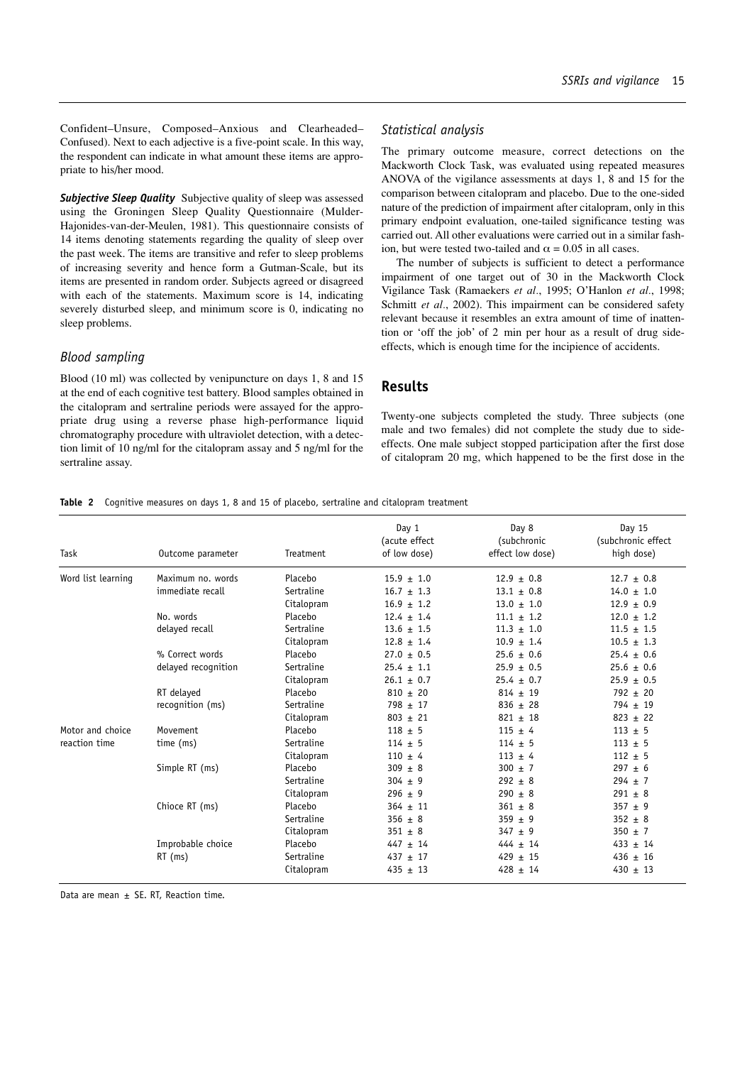Confident–Unsure, Composed–Anxious and Clearheaded–Confused). Next to each adjective is a five-point scale. In this way, the respondent can indicate in what amount these items are appropriate to his/her mood.

***Subjective Sleep Quality*** Subjective quality of sleep was assessed using the Groningen Sleep Quality Questionnaire (Mulder-Hajonides-van-der-Meulen, 1981). This questionnaire consists of 14 items denoting statements regarding the quality of sleep over the past week. The items are transitive and refer to sleep problems of increasing severity and hence form a Gutman-Scale, but its items are presented in random order. Subjects agreed or disagreed with each of the statements. Maximum score is 14, indicating severely disturbed sleep, and minimum score is 0, indicating no sleep problems.

### *Blood sampling*

Blood (10 ml) was collected by venipuncture on days 1, 8 and 15 at the end of each cognitive test battery. Blood samples obtained in the citalopram and sertraline periods were assayed for the appropriate drug using a reverse phase high-performance liquid chromatography procedure with ultraviolet detection, with a detection limit of 10 ng/ml for the citalopram assay and 5 ng/ml for the sertraline assay.

### *Statistical analysis*

The primary outcome measure, correct detections on the Mackworth Clock Task, was evaluated using repeated measures ANOVA of the vigilance assessments at days 1, 8 and 15 for the comparison between citalopram and placebo. Due to the one-sided nature of the prediction of impairment after citalopram, only in this primary endpoint evaluation, one-tailed significance testing was carried out. All other evaluations were carried out in a similar fashion, but were tested two-tailed and $\alpha = 0.05$ in all cases.

The number of subjects is sufficient to detect a performance impairment of one target out of 30 in the Mackworth Clock Vigilance Task (Ramaekers *et al*., 1995; O'Hanlon *et al*., 1998; Schmitt *et al*., 2002). This impairment can be considered safety relevant because it resembles an extra amount of time of inattention or 'off the job' of 2 min per hour as a result of drug side-effects, which is enough time for the incipience of accidents.

## Results

Twenty-one subjects completed the study. Three subjects (one male and two females) did not complete the study due to side-effects. One male subject stopped participation after the first dose of citalopram 20 mg, which happened to be the first dose in the

**Table 2** Cognitive measures on days 1, 8 and 15 of placebo, sertraline and citalopram treatment

| Task | Outcome parameter | Treatment | Day 1 (acute effect of low dose) | Day 8 (subchronic effect low dose) | Day 15 (subchronic effect high dose) |
|---|---|---|---|---|---|
| Word list learning | Maximum no. words immediate recall | Placebo | 15.9 ± 1.0 | 12.9 ± 0.8 | 12.7 ± 0.8 |
| | | Sertraline | 16.7 ± 1.3 | 13.1 ± 0.8 | 14.0 ± 1.0 |
| | | Citalopram | 16.9 ± 1.2 | 13.0 ± 1.0 | 12.9 ± 0.9 |
| | No. words delayed recall | Placebo | 12.4 ± 1.4 | 11.1 ± 1.2 | 12.0 ± 1.2 |
| | | Sertraline | 13.6 ± 1.5 | 11.3 ± 1.0 | 11.5 ± 1.5 |
| | | Citalopram | 12.8 ± 1.4 | 10.9 ± 1.4 | 10.5 ± 1.3 |
| | % Correct words delayed recognition | Placebo | 27.0 ± 0.5 | 25.6 ± 0.6 | 25.4 ± 0.6 |
| | | Sertraline | 25.4 ± 1.1 | 25.9 ± 0.5 | 25.6 ± 0.6 |
| | | Citalopram | 26.1 ± 0.7 | 25.4 ± 0.7 | 25.9 ± 0.5 |
| | RT delayed recognition (ms) | Placebo | 810 ± 20 | 814 ± 19 | 792 ± 20 |
| | | Sertraline | 798 ± 17 | 836 ± 28 | 794 ± 19 |
| | | Citalopram | 803 ± 21 | 821 ± 18 | 823 ± 22 |
| Motor and choice reaction time | Movement time (ms) | Placebo | 118 ± 5 | 115 ± 4 | 113 ± 5 |
| | | Sertraline | 114 ± 5 | 114 ± 5 | 113 ± 5 |
| | | Citalopram | 110 ± 4 | 113 ± 4 | 112 ± 5 |
| | Simple RT (ms) | Placebo | 309 ± 8 | 300 ± 7 | 297 ± 6 |
| | | Sertraline | 304 ± 9 | 292 ± 8 | 294 ± 7 |
| | | Citalopram | 296 ± 9 | 290 ± 8 | 291 ± 8 |
| | Chioce RT (ms) | Placebo | 364 ± 11 | 361 ± 8 | 357 ± 9 |
| | | Sertraline | 356 ± 8 | 359 ± 9 | 352 ± 8 |
| | | Citalopram | 351 ± 8 | 347 ± 9 | 350 ± 7 |
| | Improbable choice RT (ms) | Placebo | 447 ± 14 | 444 ± 14 | 433 ± 14 |
| | | Sertraline | 437 ± 17 | 429 ± 15 | 436 ± 16 |
| | | Citalopram | 435 ± 13 | 428 ± 14 | 430 ± 13 |

Data are mean ± SE. RT, Reaction time.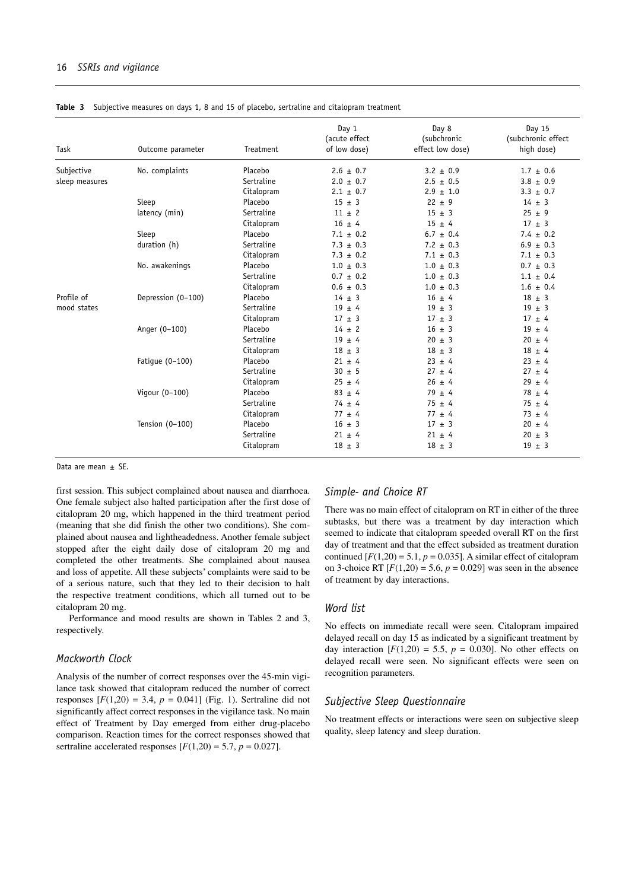**Table 3** Subjective measures on days 1, 8 and 15 of placebo, sertraline and citalopram treatment

| Task | Outcome parameter | Treatment | Day 1 (acute effect of low dose) | Day 8 (subchronic effect low dose) | Day 15 (subchronic effect high dose) |
|---|---|---|---|---|---|
| Subjective sleep measures | No. complaints | Placebo | 2.6 ± 0.7 | 3.2 ± 0.9 | 1.7 ± 0.6 |
| | | Sertraline | 2.0 ± 0.7 | 2.5 ± 0.5 | 3.8 ± 0.9 |
| | | Citalopram | 2.1 ± 0.7 | 2.9 ± 1.0 | 3.3 ± 0.7 |
| | Sleep latency (min) | Placebo | 15 ± 3 | 22 ± 9 | 14 ± 3 |
| | | Sertraline | 11 ± 2 | 15 ± 3 | 25 ± 9 |
| | | Citalopram | 16 ± 4 | 15 ± 4 | 17 ± 3 |
| | Sleep duration (h) | Placebo | 7.1 ± 0.2 | 6.7 ± 0.4 | 7.4 ± 0.2 |
| | | Sertraline | 7.3 ± 0.3 | 7.2 ± 0.3 | 6.9 ± 0.3 |
| | | Citalopram | 7.3 ± 0.2 | 7.1 ± 0.3 | 7.1 ± 0.3 |
| | No. awakenings | Placebo | 1.0 ± 0.3 | 1.0 ± 0.3 | 0.7 ± 0.3 |
| | | Sertraline | 0.7 ± 0.2 | 1.0 ± 0.3 | 1.1 ± 0.4 |
| | | Citalopram | 0.6 ± 0.3 | 1.0 ± 0.3 | 1.6 ± 0.4 |
| Profile of mood states | Depression (0–100) | Placebo | 14 ± 3 | 16 ± 4 | 18 ± 3 |
| | | Sertraline | 19 ± 4 | 19 ± 3 | 19 ± 3 |
| | | Citalopram | 17 ± 3 | 17 ± 3 | 17 ± 4 |
| | Anger (0–100) | Placebo | 14 ± 2 | 16 ± 3 | 19 ± 4 |
| | | Sertraline | 19 ± 4 | 20 ± 3 | 20 ± 4 |
| | | Citalopram | 18 ± 3 | 18 ± 3 | 18 ± 4 |
| | Fatigue (0–100) | Placebo | 21 ± 4 | 23 ± 4 | 23 ± 4 |
| | | Sertraline | 30 ± 5 | 27 ± 4 | 27 ± 4 |
| | | Citalopram | 25 ± 4 | 26 ± 4 | 29 ± 4 |
| | Vigour (0–100) | Placebo | 83 ± 4 | 79 ± 4 | 78 ± 4 |
| | | Sertraline | 74 ± 4 | 75 ± 4 | 75 ± 4 |
| | | Citalopram | 77 ± 4 | 77 ± 4 | 73 ± 4 |
| | Tension (0–100) | Placebo | 16 ± 3 | 17 ± 3 | 20 ± 4 |
| | | Sertraline | 21 ± 4 | 21 ± 4 | 20 ± 3 |
| | | Citalopram | 18 ± 3 | 18 ± 3 | 19 ± 3 |

Data are mean ± SE.

first session. This subject complained about nausea and diarrhoea. One female subject also halted participation after the first dose of citalopram 20 mg, which happened in the third treatment period (meaning that she did finish the other two conditions). She complained about nausea and lightheadedness. Another female subject stopped after the eight daily dose of citalopram 20 mg and completed the other treatments. She complained about nausea and loss of appetite. All these subjects' complaints were said to be of a serious nature, such that they led to their decision to halt the respective treatment conditions, which all turned out to be citalopram 20 mg.

Performance and mood results are shown in Tables 2 and 3, respectively.

### Mackworth Clock

Analysis of the number of correct responses over the 45-min vigilance task showed that citalopram reduced the number of correct responses [$F(1,20) = 3.4$, $p = 0.041$] (Fig. 1). Sertraline did not significantly affect correct responses in the vigilance task. No main effect of Treatment by Day emerged from either drug-placebo comparison. Reaction times for the correct responses showed that sertraline accelerated responses [$F(1,20) = 5.7$, $p = 0.027$].

### Simple- and Choice RT

There was no main effect of citalopram on RT in either of the three subtasks, but there was a treatment by day interaction which seemed to indicate that citalopram speeded overall RT on the first day of treatment and that the effect subsided as treatment duration continued [$F(1,20) = 5.1$, $p = 0.035$]. A similar effect of citalopram on 3-choice RT [$F(1,20) = 5.6$, $p = 0.029$] was seen in the absence of treatment by day interactions.

### Word list

No effects on immediate recall were seen. Citalopram impaired delayed recall on day 15 as indicated by a significant treatment by day interaction [$F(1,20) = 5.5$, $p = 0.030$]. No other effects on delayed recall were seen. No significant effects were seen on recognition parameters.

### Subjective Sleep Questionnaire

No treatment effects or interactions were seen on subjective sleep quality, sleep latency and sleep duration.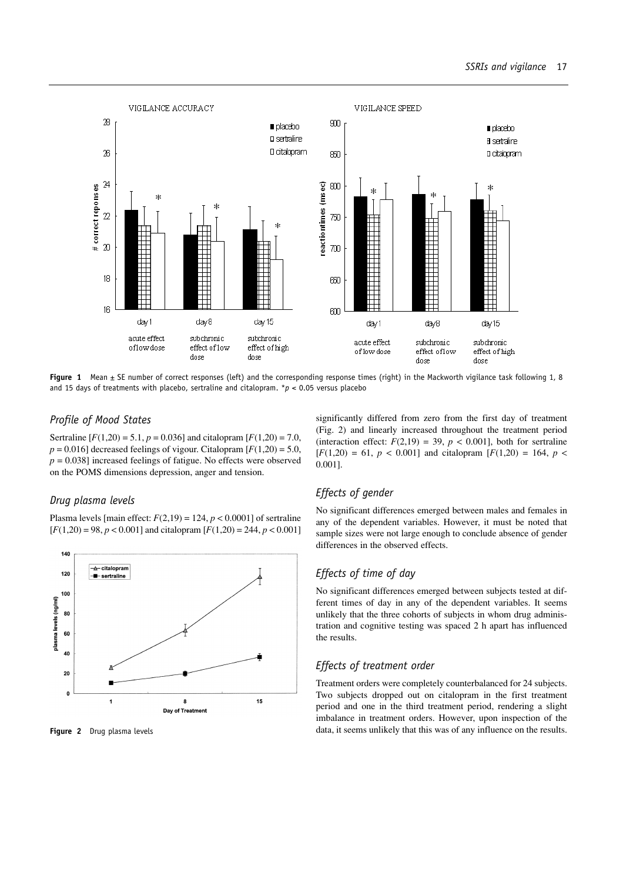**Figure 1** Mean ± SE number of correct responses (left) and the corresponding response times (right) in the Mackworth vigilance task following 1, 8 and 15 days of treatments with placebo, sertraline and citalopram. *$p < 0.05$ versus placebo

## *Profile of Mood States*

Sertraline [$F(1,20) = 5.1$, $p = 0.036$] and citalopram [$F(1,20) = 7.0$, $p = 0.016$] decreased feelings of vigour. Citalopram [$F(1,20) = 5.0$, $p = 0.038$] increased feelings of fatigue. No effects were observed on the POMS dimensions depression, anger and tension.

## *Drug plasma levels*

Plasma levels [main effect: $F(2,19) = 124$, $p < 0.0001$] of sertraline [$F(1,20) = 98$, $p < 0.001$] and citalopram [$F(1,20) = 244$, $p < 0.001$] significantly differed from zero from the first day of treatment (Fig. 2) and linearly increased throughout the treatment period (interaction effect: $F(2,19) = 39$, $p < 0.001$], both for sertraline [$F(1,20) = 61$, $p < 0.001$] and citalopram [$F(1,20) = 164$, $p < 0.001$].

**Figure 2** Drug plasma levels

## *Effects of gender*

No significant differences emerged between males and females in any of the dependent variables. However, it must be noted that sample sizes were not large enough to conclude absence of gender differences in the observed effects.

## *Effects of time of day*

No significant differences emerged between subjects tested at different times of day in any of the dependent variables. It seems unlikely that the three cohorts of subjects in whom drug administration and cognitive testing was spaced 2 h apart has influenced the results.

## *Effects of treatment order*

Treatment orders were completely counterbalanced for 24 subjects. Two subjects dropped out on citalopram in the first treatment period and one in the third treatment period, rendering a slight imbalance in treatment orders. However, upon inspection of the data, it seems unlikely that this was of any influence on the results.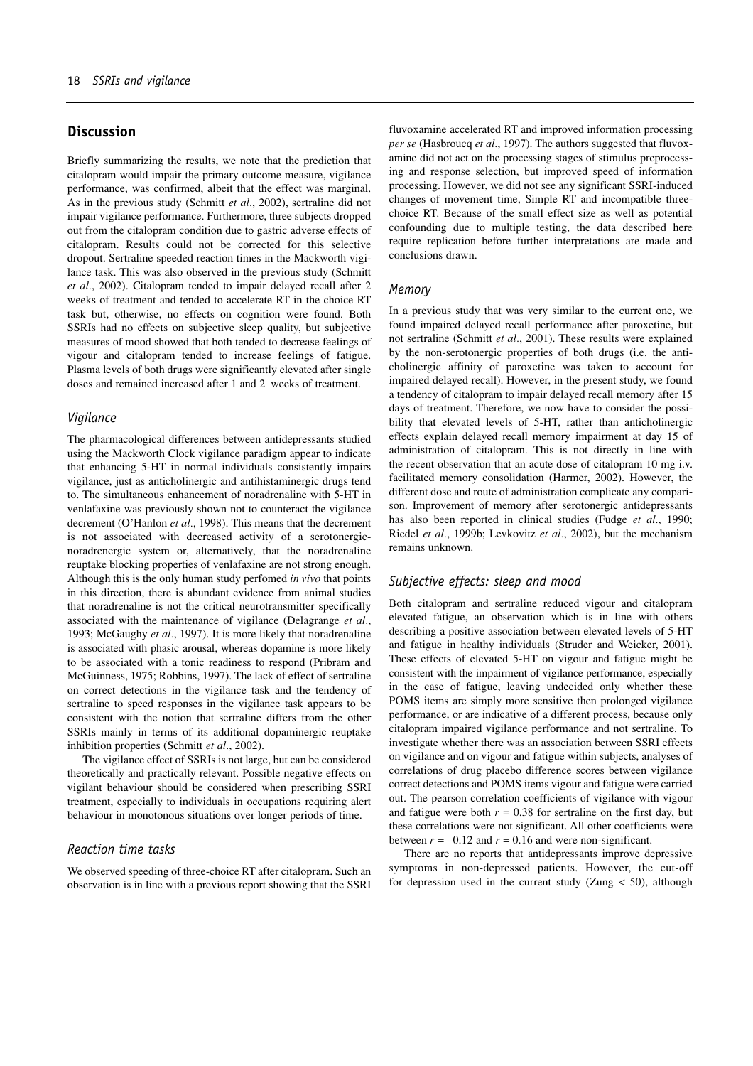## Discussion

Briefly summarizing the results, we note that the prediction that citalopram would impair the primary outcome measure, vigilance performance, was confirmed, albeit that the effect was marginal. As in the previous study (Schmitt *et al*., 2002), sertraline did not impair vigilance performance. Furthermore, three subjects dropped out from the citalopram condition due to gastric adverse effects of citalopram. Results could not be corrected for this selective dropout. Sertraline speeded reaction times in the Mackworth vigilance task. This was also observed in the previous study (Schmitt *et al*., 2002). Citalopram tended to impair delayed recall after 2 weeks of treatment and tended to accelerate RT in the choice RT task but, otherwise, no effects on cognition were found. Both SSRIs had no effects on subjective sleep quality, but subjective measures of mood showed that both tended to decrease feelings of vigour and citalopram tended to increase feelings of fatigue. Plasma levels of both drugs were significantly elevated after single doses and remained increased after 1 and 2 weeks of treatment.

### *Vigilance*

The pharmacological differences between antidepressants studied using the Mackworth Clock vigilance paradigm appear to indicate that enhancing 5-HT in normal individuals consistently impairs vigilance, just as anticholinergic and antihistaminergic drugs tend to. The simultaneous enhancement of noradrenaline with 5-HT in venlafaxine was previously shown not to counteract the vigilance decrement (O'Hanlon *et al*., 1998). This means that the decrement is not associated with decreased activity of a serotonergic-noradrenergic system or, alternatively, that the noradrenaline reuptake blocking properties of venlafaxine are not strong enough. Although this is the only human study perfomed *in vivo* that points in this direction, there is abundant evidence from animal studies that noradrenaline is not the critical neurotransmitter specifically associated with the maintenance of vigilance (Delagrange *et al*., 1993; McGaughy *et al*., 1997). It is more likely that noradrenaline is associated with phasic arousal, whereas dopamine is more likely to be associated with a tonic readiness to respond (Pribram and McGuinness, 1975; Robbins, 1997). The lack of effect of sertraline on correct detections in the vigilance task and the tendency of sertraline to speed responses in the vigilance task appears to be consistent with the notion that sertraline differs from the other SSRIs mainly in terms of its additional dopaminergic reuptake inhibition properties (Schmitt *et al*., 2002).

The vigilance effect of SSRIs is not large, but can be considered theoretically and practically relevant. Possible negative effects on vigilant behaviour should be considered when prescribing SSRI treatment, especially to individuals in occupations requiring alert behaviour in monotonous situations over longer periods of time.

### *Reaction time tasks*

We observed speeding of three-choice RT after citalopram. Such an observation is in line with a previous report showing that the SSRI fluvoxamine accelerated RT and improved information processing *per se* (Hasbroucq *et al*., 1997). The authors suggested that fluvoxamine did not act on the processing stages of stimulus preprocessing and response selection, but improved speed of information processing. However, we did not see any significant SSRI-induced changes of movement time, Simple RT and incompatible three-choice RT. Because of the small effect size as well as potential confounding due to multiple testing, the data described here require replication before further interpretations are made and conclusions drawn.

### *Memory*

In a previous study that was very similar to the current one, we found impaired delayed recall performance after paroxetine, but not sertraline (Schmitt *et al*., 2001). These results were explained by the non-serotonergic properties of both drugs (i.e. the anticholinergic affinity of paroxetine was taken to account for impaired delayed recall). However, in the present study, we found a tendency of citalopram to impair delayed recall memory after 15 days of treatment. Therefore, we now have to consider the possibility that elevated levels of 5-HT, rather than anticholinergic effects explain delayed recall memory impairment at day 15 of administration of citalopram. This is not directly in line with the recent observation that an acute dose of citalopram 10 mg i.v. facilitated memory consolidation (Harmer, 2002). However, the different dose and route of administration complicate any comparison. Improvement of memory after serotonergic antidepressants has also been reported in clinical studies (Fudge *et al*., 1990; Riedel *et al*., 1999b; Levkovitz *et al*., 2002), but the mechanism remains unknown.

### *Subjective effects: sleep and mood*

Both citalopram and sertraline reduced vigour and citalopram elevated fatigue, an observation which is in line with others describing a positive association between elevated levels of 5-HT and fatigue in healthy individuals (Struder and Weicker, 2001). These effects of elevated 5-HT on vigour and fatigue might be consistent with the impairment of vigilance performance, especially in the case of fatigue, leaving undecided only whether these POMS items are simply more sensitive then prolonged vigilance performance, or are indicative of a different process, because only citalopram impaired vigilance performance and not sertraline. To investigate whether there was an association between SSRI effects on vigilance and on vigour and fatigue within subjects, analyses of correlations of drug placebo difference scores between vigilance correct detections and POMS items vigour and fatigue were carried out. The pearson correlation coefficients of vigilance with vigour and fatigue were both $r = 0.38$ for sertraline on the first day, but these correlations were not significant. All other coefficients were between $r = -0.12$ and $r = 0.16$ and were non-significant.

There are no reports that antidepressants improve depressive symptoms in non-depressed patients. However, the cut-off for depression used in the current study (Zung $< 50$), although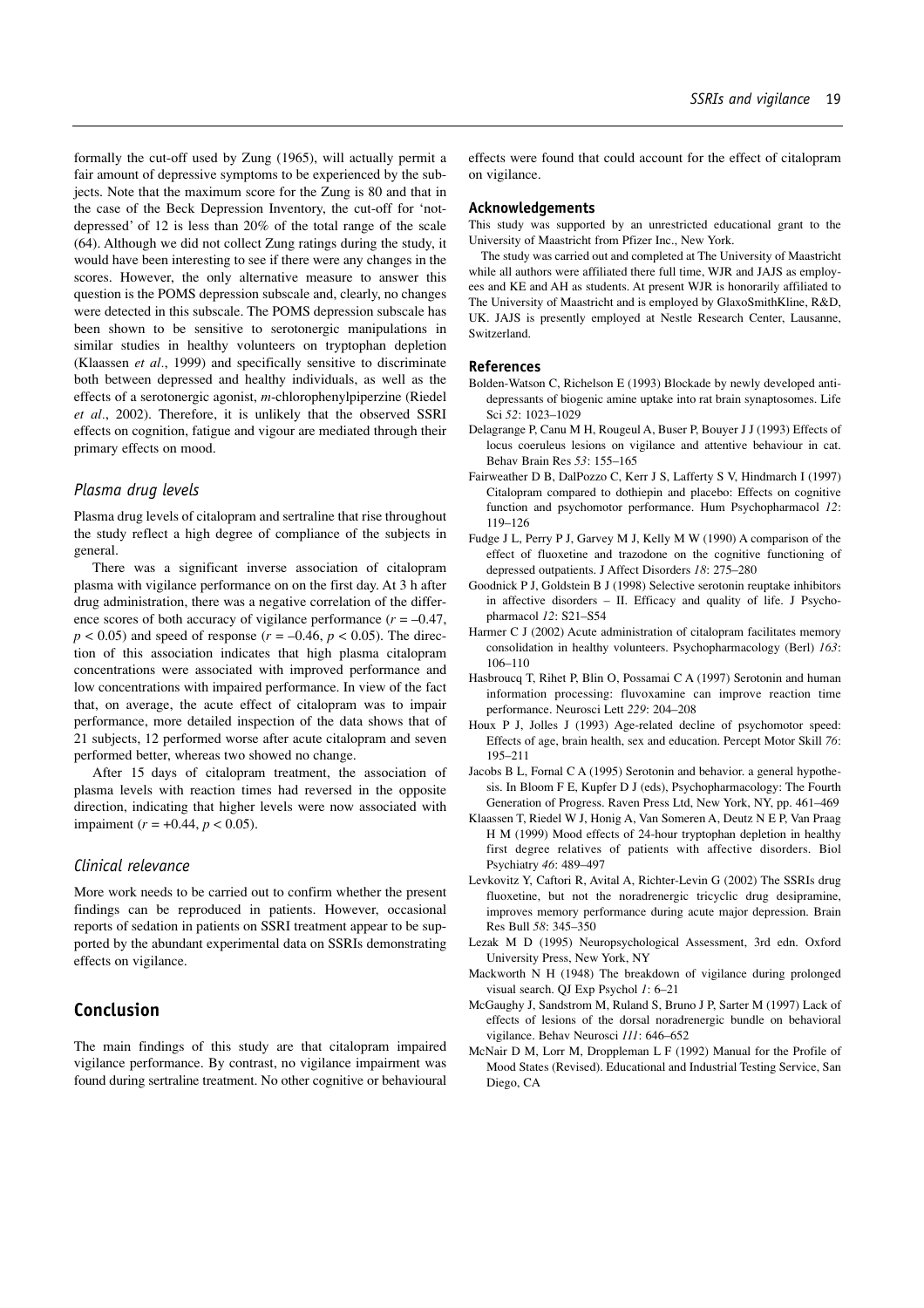formally the cut-off used by Zung (1965), will actually permit a fair amount of depressive symptoms to be experienced by the subjects. Note that the maximum score for the Zung is 80 and that in the case of the Beck Depression Inventory, the cut-off for 'not-depressed' of 12 is less than 20% of the total range of the scale (64). Although we did not collect Zung ratings during the study, it would have been interesting to see if there were any changes in the scores. However, the only alternative measure to answer this question is the POMS depression subscale and, clearly, no changes were detected in this subscale. The POMS depression subscale has been shown to be sensitive to serotonergic manipulations in similar studies in healthy volunteers on tryptophan depletion (Klaassen *et al*., 1999) and specifically sensitive to discriminate both between depressed and healthy individuals, as well as the effects of a serotonergic agonist, *m*-chlorophenylpiperzine (Riedel *et al*., 2002). Therefore, it is unlikely that the observed SSRI effects on cognition, fatigue and vigour are mediated through their primary effects on mood.

### *Plasma drug levels*

Plasma drug levels of citalopram and sertraline that rise throughout the study reflect a high degree of compliance of the subjects in general.

There was a significant inverse association of citalopram plasma with vigilance performance on on the first day. At 3 h after drug administration, there was a negative correlation of the difference scores of both accuracy of vigilance performance ($r = -0.47$, $p < 0.05$) and speed of response ($r = -0.46$, $p < 0.05$). The direction of this association indicates that high plasma citalopram concentrations were associated with improved performance and low concentrations with impaired performance. In view of the fact that, on average, the acute effect of citalopram was to impair performance, more detailed inspection of the data shows that of 21 subjects, 12 performed worse after acute citalopram and seven performed better, whereas two showed no change.

After 15 days of citalopram treatment, the association of plasma levels with reaction times had reversed in the opposite direction, indicating that higher levels were now associated with impaiment ($r = +0.44$, $p < 0.05$).

### *Clinical relevance*

More work needs to be carried out to confirm whether the present findings can be reproduced in patients. However, occasional reports of sedation in patients on SSRI treatment appear to be supported by the abundant experimental data on SSRIs demonstrating effects on vigilance.

## Conclusion

The main findings of this study are that citalopram impaired vigilance performance. By contrast, no vigilance impairment was found during sertraline treatment. No other cognitive or behavioural effects were found that could account for the effect of citalopram on vigilance.

### Acknowledgements

This study was supported by an unrestricted educational grant to the University of Maastricht from Pfizer Inc., New York.

The study was carried out and completed at The University of Maastricht while all authors were affiliated there full time, WJR and JAJS as employees and KE and AH as students. At present WJR is honorarily affiliated to The University of Maastricht and is employed by GlaxoSmithKline, R&D, UK. JAJS is presently employed at Nestle Research Center, Lausanne, Switzerland.

### References

Bolden-Watson C, Richelson E (1993) Blockade by newly developed antidepressants of biogenic amine uptake into rat brain synaptosomes. Life Sci *52*: 1023–1029

Delagrange P, Canu M H, Rougeul A, Buser P, Bouyer J J (1993) Effects of locus coeruleus lesions on vigilance and attentive behaviour in cat. Behav Brain Res *53*: 155–165

Fairweather D B, DalPozzo C, Kerr J S, Lafferty S V, Hindmarch I (1997) Citalopram compared to dothiepin and placebo: Effects on cognitive function and psychomotor performance. Hum Psychopharmacol *12*: 119–126

Fudge J L, Perry P J, Garvey M J, Kelly M W (1990) A comparison of the effect of fluoxetine and trazodone on the cognitive functioning of depressed outpatients. J Affect Disorders *18*: 275–280

Goodnick P J, Goldstein B J (1998) Selective serotonin reuptake inhibitors in affective disorders – II. Efficacy and quality of life. J Psychopharmacol *12*: S21–S54

Harmer C J (2002) Acute administration of citalopram facilitates memory consolidation in healthy volunteers. Psychopharmacology (Berl) *163*: 106–110

Hasbroucq T, Rihet P, Blin O, Possamai C A (1997) Serotonin and human information processing: fluvoxamine can improve reaction time performance. Neurosci Lett *229*: 204–208

Houx P J, Jolles J (1993) Age-related decline of psychomotor speed: Effects of age, brain health, sex and education. Percept Motor Skill *76*: 195–211

Jacobs B L, Fornal C A (1995) Serotonin and behavior. a general hypothesis. In Bloom F E, Kupfer D J (eds), Psychopharmacology: The Fourth Generation of Progress. Raven Press Ltd, New York, NY, pp. 461–469

Klaassen T, Riedel W J, Honig A, Van Someren A, Deutz N E P, Van Praag H M (1999) Mood effects of 24-hour tryptophan depletion in healthy first degree relatives of patients with affective disorders. Biol Psychiatry *46*: 489–497

Levkovitz Y, Caftori R, Avital A, Richter-Levin G (2002) The SSRIs drug fluoxetine, but not the noradrenergic tricyclic drug desipramine, improves memory performance during acute major depression. Brain Res Bull *58*: 345–350

Lezak M D (1995) Neuropsychological Assessment, 3rd edn. Oxford University Press, New York, NY

Mackworth N H (1948) The breakdown of vigilance during prolonged visual search. QJ Exp Psychol *1*: 6–21

McGaughy J, Sandstrom M, Ruland S, Bruno J P, Sarter M (1997) Lack of effects of lesions of the dorsal noradrenergic bundle on behavioral vigilance. Behav Neurosci *111*: 646–652

McNair D M, Lorr M, Droppleman L F (1992) Manual for the Profile of Mood States (Revised). Educational and Industrial Testing Service, San Diego, CA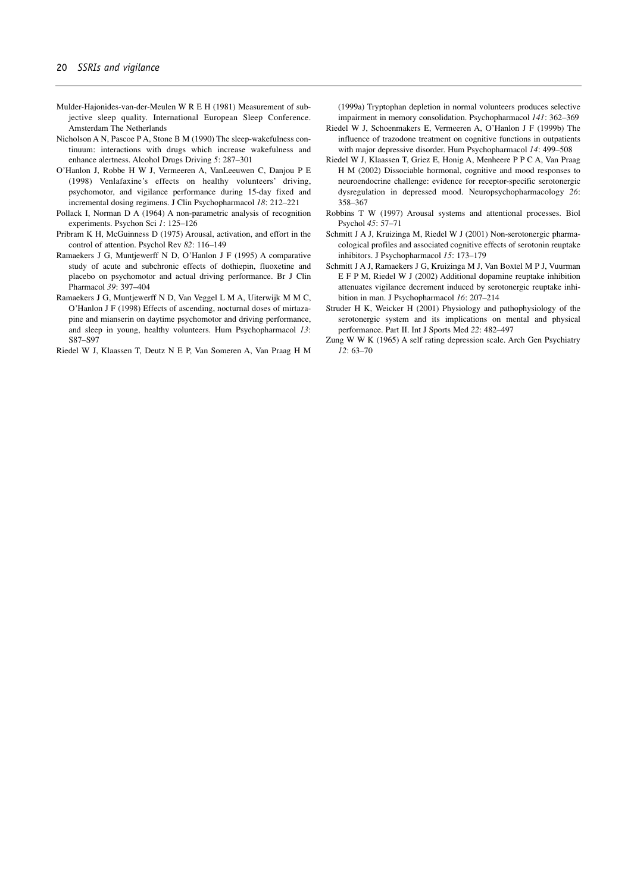Mulder-Hajonides-van-der-Meulen W R E H (1981) Measurement of subjective sleep quality. International European Sleep Conference. Amsterdam The Netherlands

Nicholson A N, Pascoe P A, Stone B M (1990) The sleep-wakefulness continuum: interactions with drugs which increase wakefulness and enhance alertness. Alcohol Drugs Driving *5*: 287–301

O'Hanlon J, Robbe H W J, Vermeeren A, VanLeeuwen C, Danjou P E (1998) Venlafaxine's effects on healthy volunteers' driving, psychomotor, and vigilance performance during 15-day fixed and incremental dosing regimens. J Clin Psychopharmacol *18*: 212–221

Pollack I, Norman D A (1964) A non-parametric analysis of recognition experiments. Psychon Sci *1*: 125–126

Pribram K H, McGuinness D (1975) Arousal, activation, and effort in the control of attention. Psychol Rev *82*: 116–149

Ramaekers J G, Muntjewerff N D, O'Hanlon J F (1995) A comparative study of acute and subchronic effects of dothiepin, fluoxetine and placebo on psychomotor and actual driving performance. Br J Clin Pharmacol *39*: 397–404

Ramaekers J G, Muntjewerff N D, Van Veggel L M A, Uiterwijk M M C, O'Hanlon J F (1998) Effects of ascending, nocturnal doses of mirtazapine and mianserin on daytime psychomotor and driving performance, and sleep in young, healthy volunteers. Hum Psychopharmacol *13*: S87–S97

Riedel W J, Klaassen T, Deutz N E P, Van Someren A, Van Praag H M (1999a) Tryptophan depletion in normal volunteers produces selective impairment in memory consolidation. Psychopharmacol *141*: 362–369

Riedel W J, Schoenmakers E, Vermeeren A, O'Hanlon J F (1999b) The influence of trazodone treatment on cognitive functions in outpatients with major depressive disorder. Hum Psychopharmacol *14*: 499–508

Riedel W J, Klaassen T, Griez E, Honig A, Menheere P P C A, Van Praag H M (2002) Dissociable hormonal, cognitive and mood responses to neuroendocrine challenge: evidence for receptor-specific serotonergic dysregulation in depressed mood. Neuropsychopharmacology *26*: 358–367

Robbins T W (1997) Arousal systems and attentional processes. Biol Psychol *45*: 57–71

Schmitt J A J, Kruizinga M, Riedel W J (2001) Non-serotonergic pharmacological profiles and associated cognitive effects of serotonin reuptake inhibitors. J Psychopharmacol *15*: 173–179

Schmitt J A J, Ramaekers J G, Kruizinga M J, Van Boxtel M P J, Vuurman E F P M, Riedel W J (2002) Additional dopamine reuptake inhibition attenuates vigilance decrement induced by serotonergic reuptake inhibition in man. J Psychopharmacol *16*: 207–214

Struder H K, Weicker H (2001) Physiology and pathophysiology of the serotonergic system and its implications on mental and physical performance. Part II. Int J Sports Med *22*: 482–497

Zung W W K (1965) A self rating depression scale. Arch Gen Psychiatry *12*: 63–70